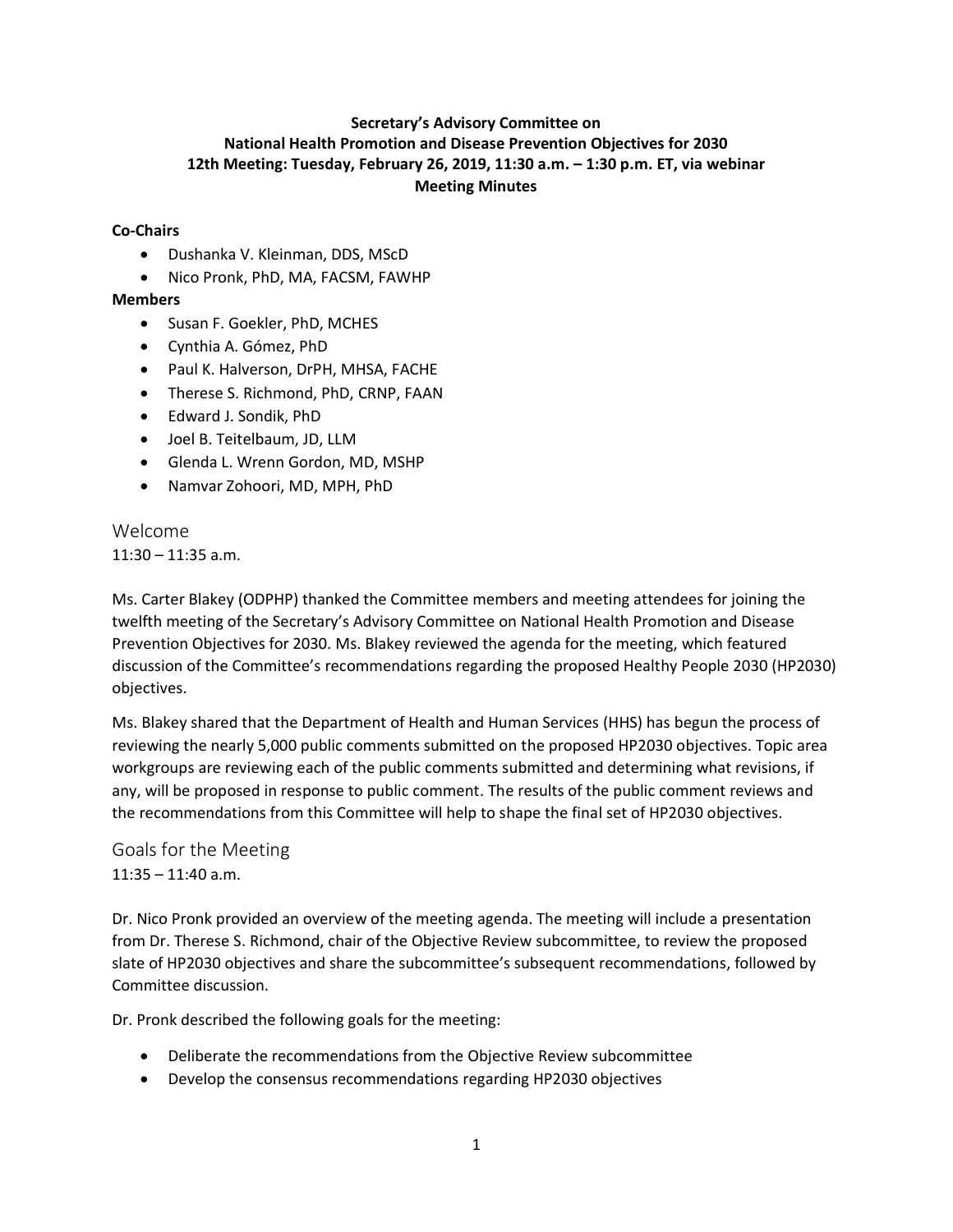# Secretary's Advisory Committee on National Health Promotion and Disease Prevention Objectives for 2030

**12th Meeting: Tuesday, February 26, 2019, 11:30 a.m. – 1:30 p.m. ET, via webinar**

**Meeting Minutes**

**Co-Chairs**

- Dushanka V. Kleinman, DDS, MScD
- Nico Pronk, PhD, MA, FACSM, FAWHP

**Members**

- Susan F. Goekler, PhD, MCHES
- Cynthia A. Gómez, PhD
- Paul K. Halverson, DrPH, MHSA, FACHE
- Therese S. Richmond, PhD, CRNP, FAAN
- Edward J. Sondik, PhD
- Joel B. Teitelbaum, JD, LLM
- Glenda L. Wrenn Gordon, MD, MSHP
- Namvar Zohoori, MD, MPH, PhD

## Welcome

11:30 – 11:35 a.m.

Ms. Carter Blakey (ODPHP) thanked the Committee members and meeting attendees for joining the twelfth meeting of the Secretary's Advisory Committee on National Health Promotion and Disease Prevention Objectives for 2030. Ms. Blakey reviewed the agenda for the meeting, which featured discussion of the Committee's recommendations regarding the proposed Healthy People 2030 (HP2030) objectives.

Ms. Blakey shared that the Department of Health and Human Services (HHS) has begun the process of reviewing the nearly 5,000 public comments submitted on the proposed HP2030 objectives. Topic area workgroups are reviewing each of the public comments submitted and determining what revisions, if any, will be proposed in response to public comment. The results of the public comment reviews and the recommendations from this Committee will help to shape the final set of HP2030 objectives.

## Goals for the Meeting

11:35 – 11:40 a.m.

Dr. Nico Pronk provided an overview of the meeting agenda. The meeting will include a presentation from Dr. Therese S. Richmond, chair of the Objective Review subcommittee, to review the proposed slate of HP2030 objectives and share the subcommittee's subsequent recommendations, followed by Committee discussion.

Dr. Pronk described the following goals for the meeting:

- Deliberate the recommendations from the Objective Review subcommittee
- Develop the consensus recommendations regarding HP2030 objectives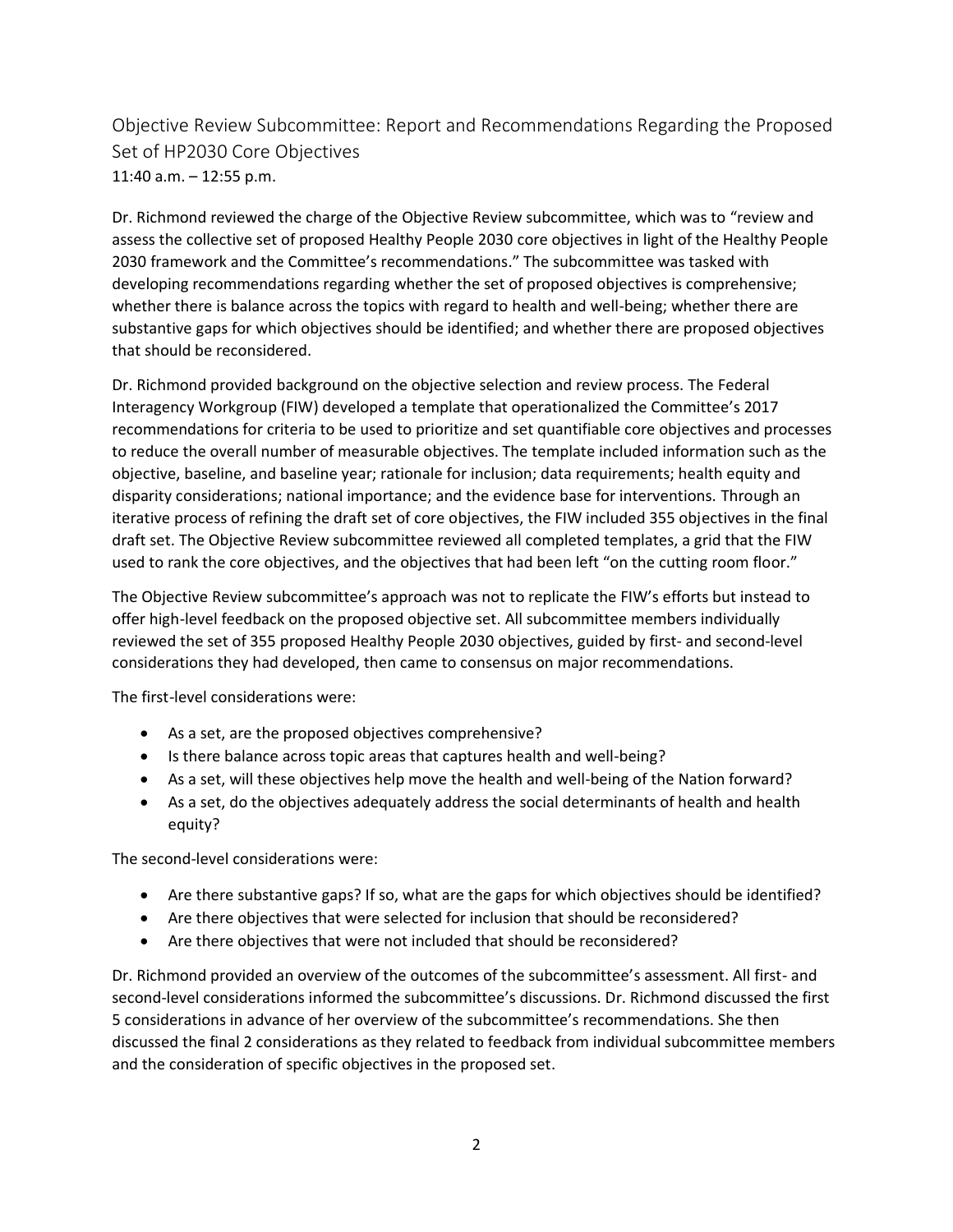## Objective Review Subcommittee: Report and Recommendations Regarding the Proposed Set of HP2030 Core Objectives

11:40 a.m. – 12:55 p.m.

Dr. Richmond reviewed the charge of the Objective Review subcommittee, which was to "review and assess the collective set of proposed Healthy People 2030 core objectives in light of the Healthy People 2030 framework and the Committee's recommendations." The subcommittee was tasked with developing recommendations regarding whether the set of proposed objectives is comprehensive; whether there is balance across the topics with regard to health and well-being; whether there are substantive gaps for which objectives should be identified; and whether there are proposed objectives that should be reconsidered.

Dr. Richmond provided background on the objective selection and review process. The Federal Interagency Workgroup (FIW) developed a template that operationalized the Committee's 2017 recommendations for criteria to be used to prioritize and set quantifiable core objectives and processes to reduce the overall number of measurable objectives. The template included information such as the objective, baseline, and baseline year; rationale for inclusion; data requirements; health equity and disparity considerations; national importance; and the evidence base for interventions. Through an iterative process of refining the draft set of core objectives, the FIW included 355 objectives in the final draft set. The Objective Review subcommittee reviewed all completed templates, a grid that the FIW used to rank the core objectives, and the objectives that had been left "on the cutting room floor."

The Objective Review subcommittee's approach was not to replicate the FIW's efforts but instead to offer high-level feedback on the proposed objective set. All subcommittee members individually reviewed the set of 355 proposed Healthy People 2030 objectives, guided by first- and second-level considerations they had developed, then came to consensus on major recommendations.

The first-level considerations were:

- As a set, are the proposed objectives comprehensive?
- Is there balance across topic areas that captures health and well-being?
- As a set, will these objectives help move the health and well-being of the Nation forward?
- As a set, do the objectives adequately address the social determinants of health and health equity?

The second-level considerations were:

- Are there substantive gaps? If so, what are the gaps for which objectives should be identified?
- Are there objectives that were selected for inclusion that should be reconsidered?
- Are there objectives that were not included that should be reconsidered?

Dr. Richmond provided an overview of the outcomes of the subcommittee's assessment. All first- and second-level considerations informed the subcommittee's discussions. Dr. Richmond discussed the first 5 considerations in advance of her overview of the subcommittee's recommendations. She then discussed the final 2 considerations as they related to feedback from individual subcommittee members and the consideration of specific objectives in the proposed set.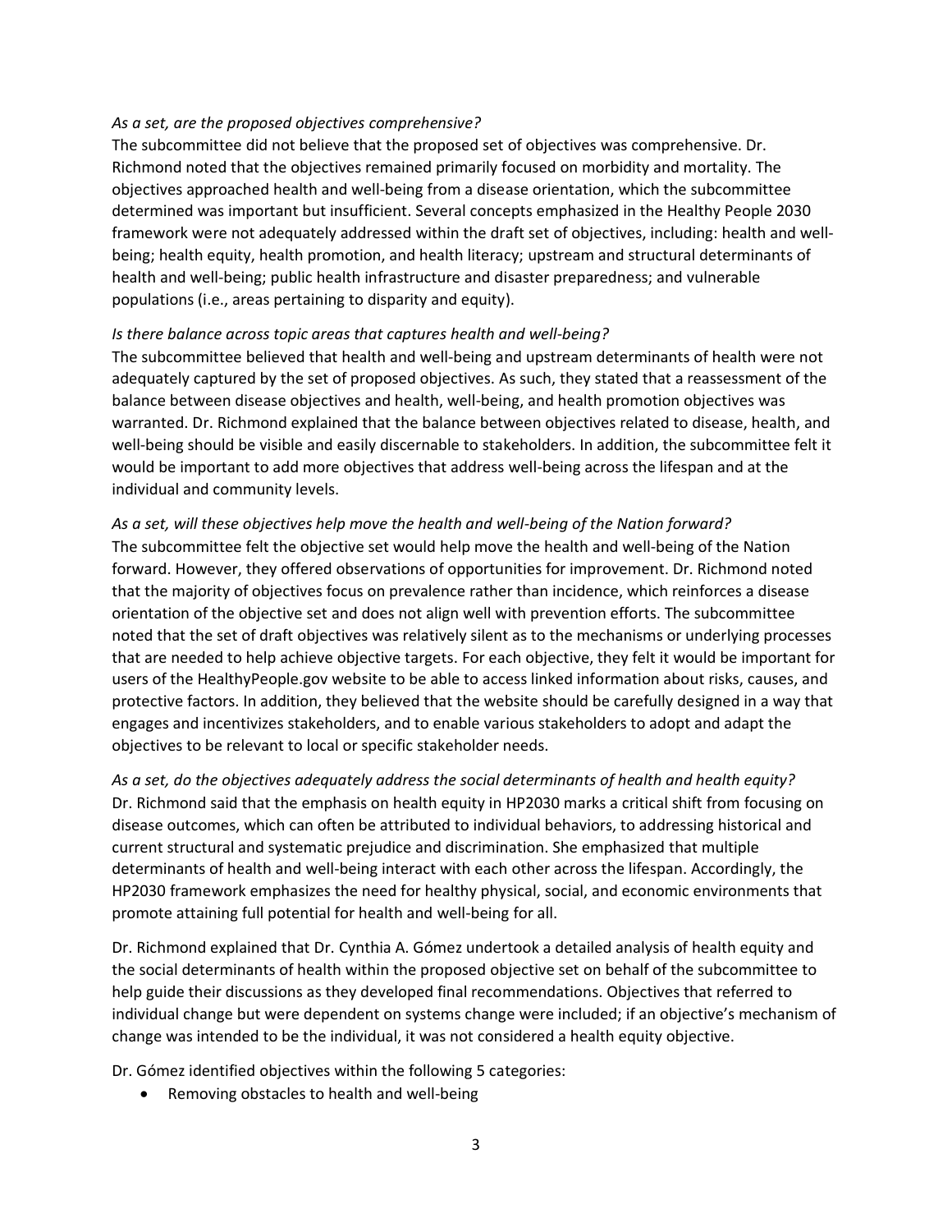*As a set, are the proposed objectives comprehensive?*

The subcommittee did not believe that the proposed set of objectives was comprehensive. Dr. Richmond noted that the objectives remained primarily focused on morbidity and mortality. The objectives approached health and well-being from a disease orientation, which the subcommittee determined was important but insufficient. Several concepts emphasized in the Healthy People 2030 framework were not adequately addressed within the draft set of objectives, including: health and well-being; health equity, health promotion, and health literacy; upstream and structural determinants of health and well-being; public health infrastructure and disaster preparedness; and vulnerable populations (i.e., areas pertaining to disparity and equity).

*Is there balance across topic areas that captures health and well-being?*

The subcommittee believed that health and well-being and upstream determinants of health were not adequately captured by the set of proposed objectives. As such, they stated that a reassessment of the balance between disease objectives and health, well-being, and health promotion objectives was warranted. Dr. Richmond explained that the balance between objectives related to disease, health, and well-being should be visible and easily discernable to stakeholders. In addition, the subcommittee felt it would be important to add more objectives that address well-being across the lifespan and at the individual and community levels.

*As a set, will these objectives help move the health and well-being of the Nation forward?*

The subcommittee felt the objective set would help move the health and well-being of the Nation forward. However, they offered observations of opportunities for improvement. Dr. Richmond noted that the majority of objectives focus on prevalence rather than incidence, which reinforces a disease orientation of the objective set and does not align well with prevention efforts. The subcommittee noted that the set of draft objectives was relatively silent as to the mechanisms or underlying processes that are needed to help achieve objective targets. For each objective, they felt it would be important for users of the HealthyPeople.gov website to be able to access linked information about risks, causes, and protective factors. In addition, they believed that the website should be carefully designed in a way that engages and incentivizes stakeholders, and to enable various stakeholders to adopt and adapt the objectives to be relevant to local or specific stakeholder needs.

*As a set, do the objectives adequately address the social determinants of health and health equity?*

Dr. Richmond said that the emphasis on health equity in HP2030 marks a critical shift from focusing on disease outcomes, which can often be attributed to individual behaviors, to addressing historical and current structural and systematic prejudice and discrimination. She emphasized that multiple determinants of health and well-being interact with each other across the lifespan. Accordingly, the HP2030 framework emphasizes the need for healthy physical, social, and economic environments that promote attaining full potential for health and well-being for all.

Dr. Richmond explained that Dr. Cynthia A. Gómez undertook a detailed analysis of health equity and the social determinants of health within the proposed objective set on behalf of the subcommittee to help guide their discussions as they developed final recommendations. Objectives that referred to individual change but were dependent on systems change were included; if an objective's mechanism of change was intended to be the individual, it was not considered a health equity objective.

Dr. Gómez identified objectives within the following 5 categories:

- Removing obstacles to health and well-being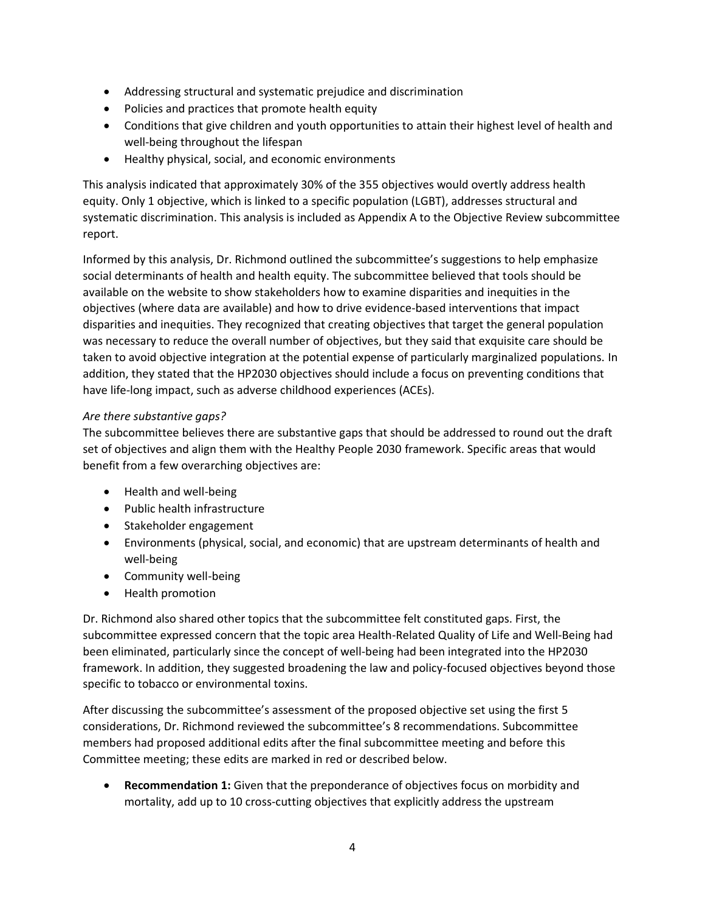- Addressing structural and systematic prejudice and discrimination
- Policies and practices that promote health equity
- Conditions that give children and youth opportunities to attain their highest level of health and well-being throughout the lifespan
- Healthy physical, social, and economic environments

This analysis indicated that approximately 30% of the 355 objectives would overtly address health equity. Only 1 objective, which is linked to a specific population (LGBT), addresses structural and systematic discrimination. This analysis is included as Appendix A to the Objective Review subcommittee report.

Informed by this analysis, Dr. Richmond outlined the subcommittee's suggestions to help emphasize social determinants of health and health equity. The subcommittee believed that tools should be available on the website to show stakeholders how to examine disparities and inequities in the objectives (where data are available) and how to drive evidence-based interventions that impact disparities and inequities. They recognized that creating objectives that target the general population was necessary to reduce the overall number of objectives, but they said that exquisite care should be taken to avoid objective integration at the potential expense of particularly marginalized populations. In addition, they stated that the HP2030 objectives should include a focus on preventing conditions that have life-long impact, such as adverse childhood experiences (ACEs).

*Are there substantive gaps?*
The subcommittee believes there are substantive gaps that should be addressed to round out the draft set of objectives and align them with the Healthy People 2030 framework. Specific areas that would benefit from a few overarching objectives are:

- Health and well-being
- Public health infrastructure
- Stakeholder engagement
- Environments (physical, social, and economic) that are upstream determinants of health and well-being
- Community well-being
- Health promotion

Dr. Richmond also shared other topics that the subcommittee felt constituted gaps. First, the subcommittee expressed concern that the topic area Health-Related Quality of Life and Well-Being had been eliminated, particularly since the concept of well-being had been integrated into the HP2030 framework. In addition, they suggested broadening the law and policy-focused objectives beyond those specific to tobacco or environmental toxins.

After discussing the subcommittee's assessment of the proposed objective set using the first 5 considerations, Dr. Richmond reviewed the subcommittee's 8 recommendations. Subcommittee members had proposed additional edits after the final subcommittee meeting and before this Committee meeting; these edits are marked in red or described below.

- **Recommendation 1:** Given that the preponderance of objectives focus on morbidity and mortality, add up to 10 cross-cutting objectives that explicitly address the upstream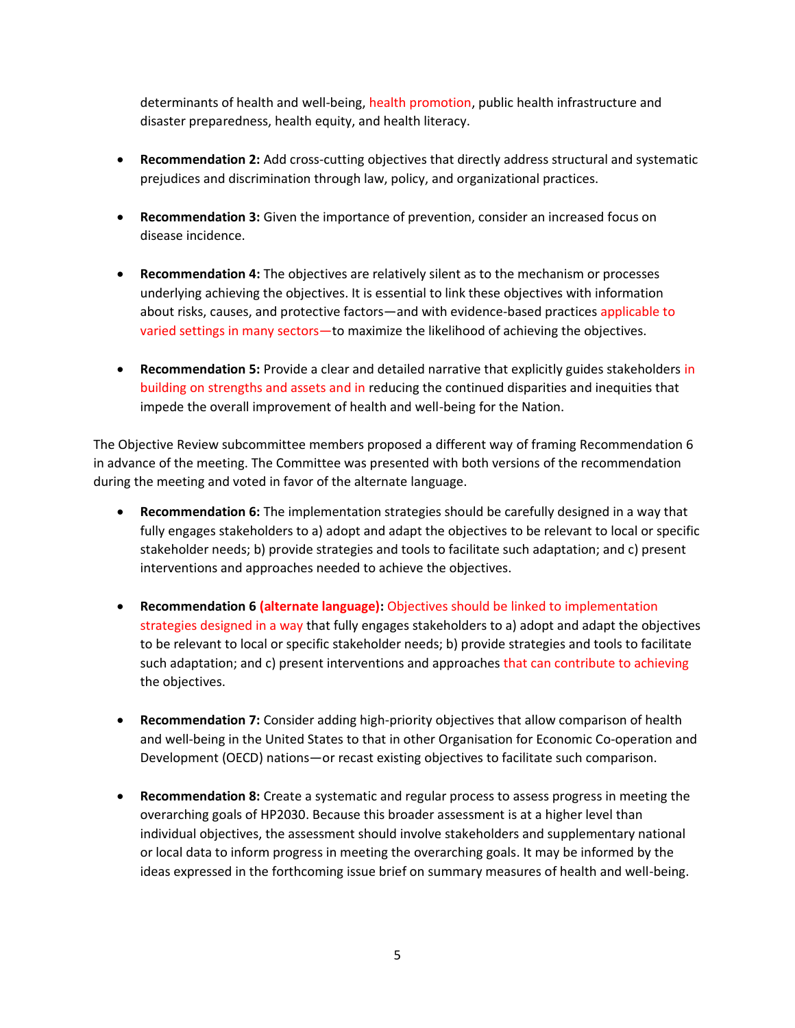determinants of health and well-being, health promotion, public health infrastructure and disaster preparedness, health equity, and health literacy.

- **Recommendation 2:** Add cross-cutting objectives that directly address structural and systematic prejudices and discrimination through law, policy, and organizational practices.

- **Recommendation 3:** Given the importance of prevention, consider an increased focus on disease incidence.

- **Recommendation 4:** The objectives are relatively silent as to the mechanism or processes underlying achieving the objectives. It is essential to link these objectives with information about risks, causes, and protective factors—and with evidence-based practices applicable to varied settings in many sectors—to maximize the likelihood of achieving the objectives.

- **Recommendation 5:** Provide a clear and detailed narrative that explicitly guides stakeholders in building on strengths and assets and in reducing the continued disparities and inequities that impede the overall improvement of health and well-being for the Nation.

The Objective Review subcommittee members proposed a different way of framing Recommendation 6 in advance of the meeting. The Committee was presented with both versions of the recommendation during the meeting and voted in favor of the alternate language.

- **Recommendation 6:** The implementation strategies should be carefully designed in a way that fully engages stakeholders to a) adopt and adapt the objectives to be relevant to local or specific stakeholder needs; b) provide strategies and tools to facilitate such adaptation; and c) present interventions and approaches needed to achieve the objectives.

- **Recommendation 6 (alternate language):** Objectives should be linked to implementation strategies designed in a way that fully engages stakeholders to a) adopt and adapt the objectives to be relevant to local or specific stakeholder needs; b) provide strategies and tools to facilitate such adaptation; and c) present interventions and approaches that can contribute to achieving the objectives.

- **Recommendation 7:** Consider adding high-priority objectives that allow comparison of health and well-being in the United States to that in other Organisation for Economic Co-operation and Development (OECD) nations—or recast existing objectives to facilitate such comparison.

- **Recommendation 8:** Create a systematic and regular process to assess progress in meeting the overarching goals of HP2030. Because this broader assessment is at a higher level than individual objectives, the assessment should involve stakeholders and supplementary national or local data to inform progress in meeting the overarching goals. It may be informed by the ideas expressed in the forthcoming issue brief on summary measures of health and well-being.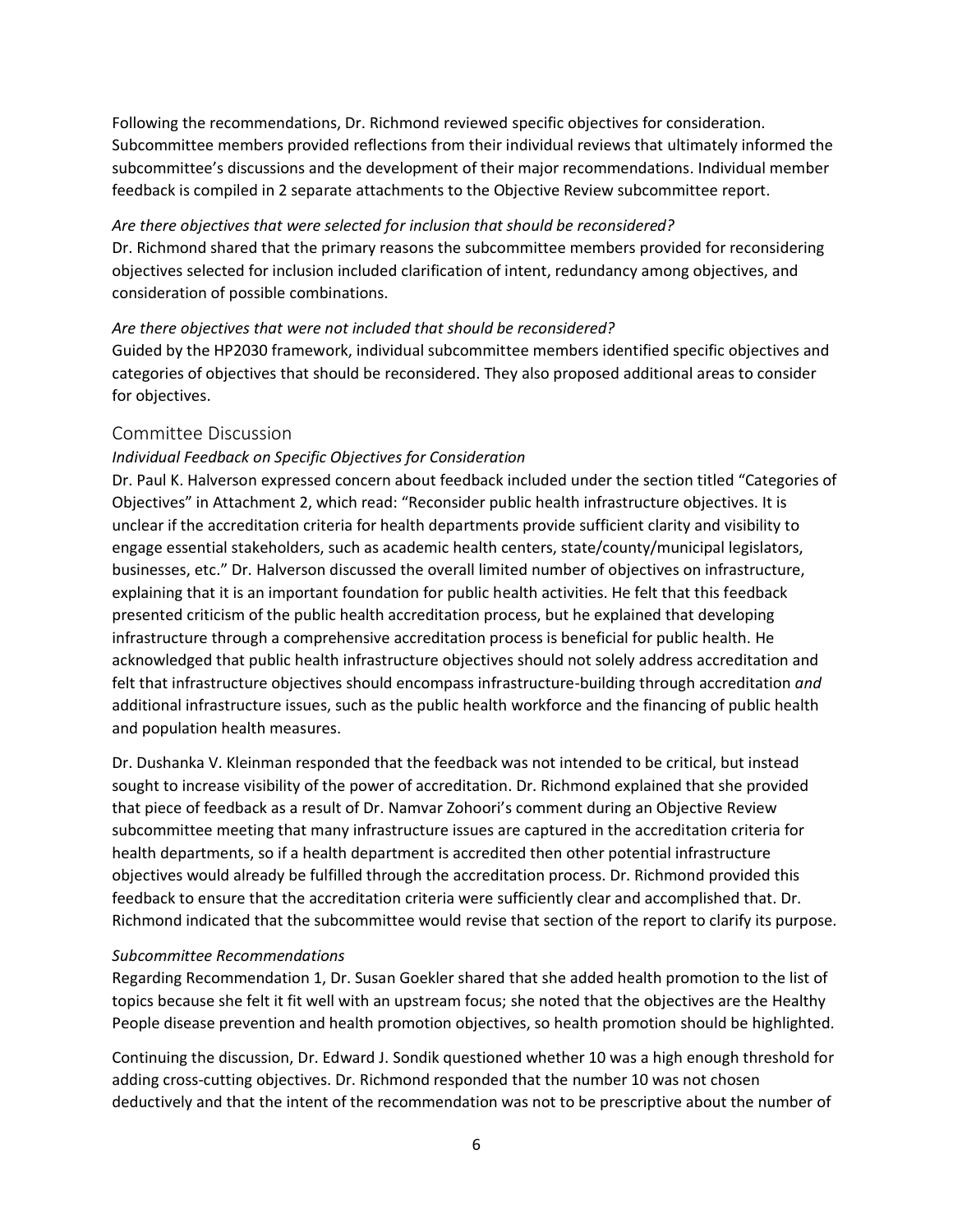Following the recommendations, Dr. Richmond reviewed specific objectives for consideration. Subcommittee members provided reflections from their individual reviews that ultimately informed the subcommittee's discussions and the development of their major recommendations. Individual member feedback is compiled in 2 separate attachments to the Objective Review subcommittee report.

*Are there objectives that were selected for inclusion that should be reconsidered?*
Dr. Richmond shared that the primary reasons the subcommittee members provided for reconsidering objectives selected for inclusion included clarification of intent, redundancy among objectives, and consideration of possible combinations.

*Are there objectives that were not included that should be reconsidered?*
Guided by the HP2030 framework, individual subcommittee members identified specific objectives and categories of objectives that should be reconsidered. They also proposed additional areas to consider for objectives.

## Committee Discussion

*Individual Feedback on Specific Objectives for Consideration*
Dr. Paul K. Halverson expressed concern about feedback included under the section titled "Categories of Objectives" in Attachment 2, which read: "Reconsider public health infrastructure objectives. It is unclear if the accreditation criteria for health departments provide sufficient clarity and visibility to engage essential stakeholders, such as academic health centers, state/county/municipal legislators, businesses, etc." Dr. Halverson discussed the overall limited number of objectives on infrastructure, explaining that it is an important foundation for public health activities. He felt that this feedback presented criticism of the public health accreditation process, but he explained that developing infrastructure through a comprehensive accreditation process is beneficial for public health. He acknowledged that public health infrastructure objectives should not solely address accreditation and felt that infrastructure objectives should encompass infrastructure-building through accreditation *and* additional infrastructure issues, such as the public health workforce and the financing of public health and population health measures.

Dr. Dushanka V. Kleinman responded that the feedback was not intended to be critical, but instead sought to increase visibility of the power of accreditation. Dr. Richmond explained that she provided that piece of feedback as a result of Dr. Namvar Zohoori's comment during an Objective Review subcommittee meeting that many infrastructure issues are captured in the accreditation criteria for health departments, so if a health department is accredited then other potential infrastructure objectives would already be fulfilled through the accreditation process. Dr. Richmond provided this feedback to ensure that the accreditation criteria were sufficiently clear and accomplished that. Dr. Richmond indicated that the subcommittee would revise that section of the report to clarify its purpose.

*Subcommittee Recommendations*
Regarding Recommendation 1, Dr. Susan Goekler shared that she added health promotion to the list of topics because she felt it fit well with an upstream focus; she noted that the objectives are the Healthy People disease prevention and health promotion objectives, so health promotion should be highlighted.

Continuing the discussion, Dr. Edward J. Sondik questioned whether 10 was a high enough threshold for adding cross-cutting objectives. Dr. Richmond responded that the number 10 was not chosen deductively and that the intent of the recommendation was not to be prescriptive about the number of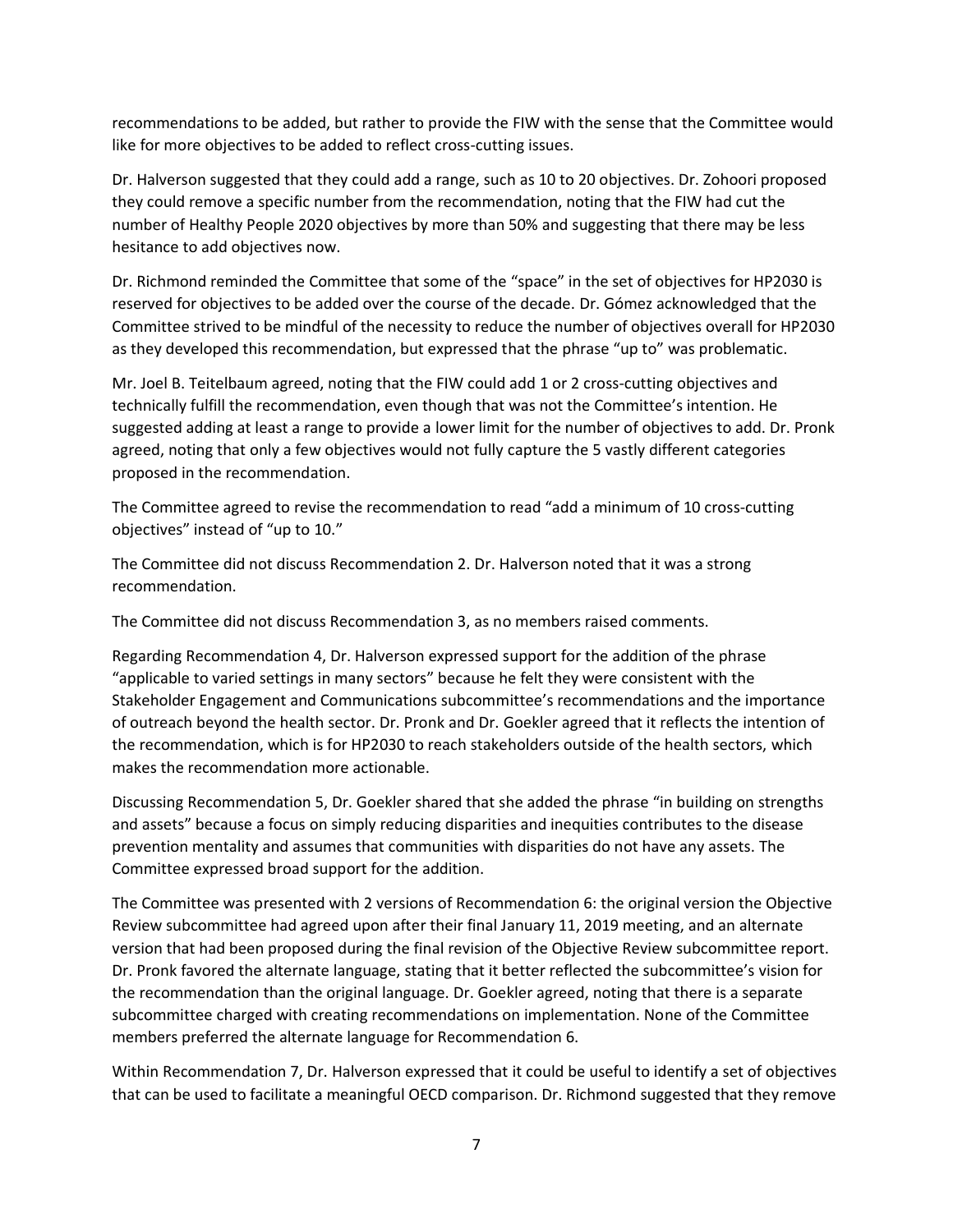recommendations to be added, but rather to provide the FIW with the sense that the Committee would like for more objectives to be added to reflect cross-cutting issues.

Dr. Halverson suggested that they could add a range, such as 10 to 20 objectives. Dr. Zohoori proposed they could remove a specific number from the recommendation, noting that the FIW had cut the number of Healthy People 2020 objectives by more than 50% and suggesting that there may be less hesitance to add objectives now.

Dr. Richmond reminded the Committee that some of the "space" in the set of objectives for HP2030 is reserved for objectives to be added over the course of the decade. Dr. Gómez acknowledged that the Committee strived to be mindful of the necessity to reduce the number of objectives overall for HP2030 as they developed this recommendation, but expressed that the phrase "up to" was problematic.

Mr. Joel B. Teitelbaum agreed, noting that the FIW could add 1 or 2 cross-cutting objectives and technically fulfill the recommendation, even though that was not the Committee's intention. He suggested adding at least a range to provide a lower limit for the number of objectives to add. Dr. Pronk agreed, noting that only a few objectives would not fully capture the 5 vastly different categories proposed in the recommendation.

The Committee agreed to revise the recommendation to read "add a minimum of 10 cross-cutting objectives" instead of "up to 10."

The Committee did not discuss Recommendation 2. Dr. Halverson noted that it was a strong recommendation.

The Committee did not discuss Recommendation 3, as no members raised comments.

Regarding Recommendation 4, Dr. Halverson expressed support for the addition of the phrase "applicable to varied settings in many sectors" because he felt they were consistent with the Stakeholder Engagement and Communications subcommittee's recommendations and the importance of outreach beyond the health sector. Dr. Pronk and Dr. Goekler agreed that it reflects the intention of the recommendation, which is for HP2030 to reach stakeholders outside of the health sectors, which makes the recommendation more actionable.

Discussing Recommendation 5, Dr. Goekler shared that she added the phrase "in building on strengths and assets" because a focus on simply reducing disparities and inequities contributes to the disease prevention mentality and assumes that communities with disparities do not have any assets. The Committee expressed broad support for the addition.

The Committee was presented with 2 versions of Recommendation 6: the original version the Objective Review subcommittee had agreed upon after their final January 11, 2019 meeting, and an alternate version that had been proposed during the final revision of the Objective Review subcommittee report. Dr. Pronk favored the alternate language, stating that it better reflected the subcommittee's vision for the recommendation than the original language. Dr. Goekler agreed, noting that there is a separate subcommittee charged with creating recommendations on implementation. None of the Committee members preferred the alternate language for Recommendation 6.

Within Recommendation 7, Dr. Halverson expressed that it could be useful to identify a set of objectives that can be used to facilitate a meaningful OECD comparison. Dr. Richmond suggested that they remove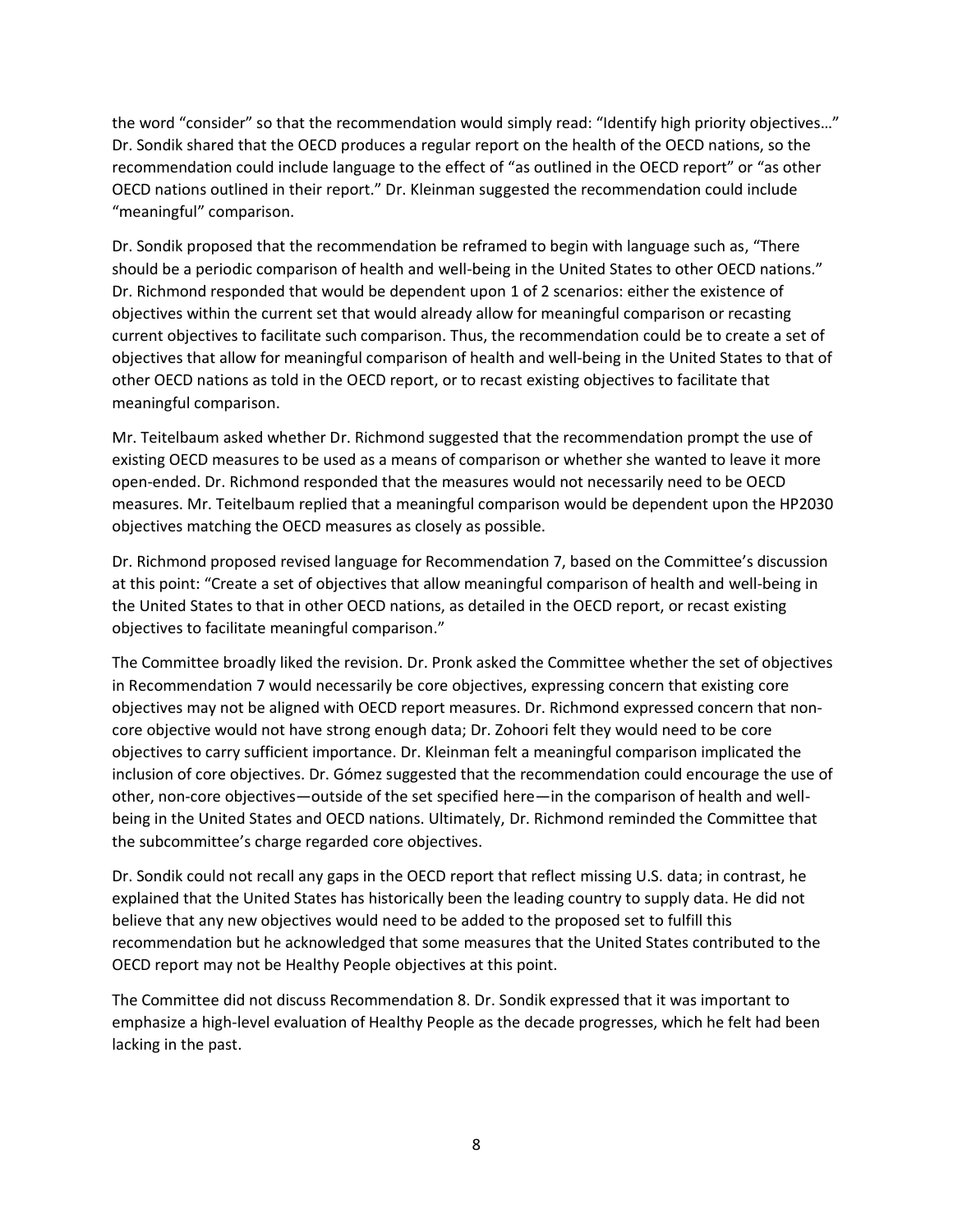the word "consider" so that the recommendation would simply read: "Identify high priority objectives…" Dr. Sondik shared that the OECD produces a regular report on the health of the OECD nations, so the recommendation could include language to the effect of "as outlined in the OECD report" or "as other OECD nations outlined in their report." Dr. Kleinman suggested the recommendation could include "meaningful" comparison.

Dr. Sondik proposed that the recommendation be reframed to begin with language such as, "There should be a periodic comparison of health and well-being in the United States to other OECD nations." Dr. Richmond responded that would be dependent upon 1 of 2 scenarios: either the existence of objectives within the current set that would already allow for meaningful comparison or recasting current objectives to facilitate such comparison. Thus, the recommendation could be to create a set of objectives that allow for meaningful comparison of health and well-being in the United States to that of other OECD nations as told in the OECD report, or to recast existing objectives to facilitate that meaningful comparison.

Mr. Teitelbaum asked whether Dr. Richmond suggested that the recommendation prompt the use of existing OECD measures to be used as a means of comparison or whether she wanted to leave it more open-ended. Dr. Richmond responded that the measures would not necessarily need to be OECD measures. Mr. Teitelbaum replied that a meaningful comparison would be dependent upon the HP2030 objectives matching the OECD measures as closely as possible.

Dr. Richmond proposed revised language for Recommendation 7, based on the Committee's discussion at this point: "Create a set of objectives that allow meaningful comparison of health and well-being in the United States to that in other OECD nations, as detailed in the OECD report, or recast existing objectives to facilitate meaningful comparison."

The Committee broadly liked the revision. Dr. Pronk asked the Committee whether the set of objectives in Recommendation 7 would necessarily be core objectives, expressing concern that existing core objectives may not be aligned with OECD report measures. Dr. Richmond expressed concern that non-core objective would not have strong enough data; Dr. Zohoori felt they would need to be core objectives to carry sufficient importance. Dr. Kleinman felt a meaningful comparison implicated the inclusion of core objectives. Dr. Gómez suggested that the recommendation could encourage the use of other, non-core objectives—outside of the set specified here—in the comparison of health and well-being in the United States and OECD nations. Ultimately, Dr. Richmond reminded the Committee that the subcommittee's charge regarded core objectives.

Dr. Sondik could not recall any gaps in the OECD report that reflect missing U.S. data; in contrast, he explained that the United States has historically been the leading country to supply data. He did not believe that any new objectives would need to be added to the proposed set to fulfill this recommendation but he acknowledged that some measures that the United States contributed to the OECD report may not be Healthy People objectives at this point.

The Committee did not discuss Recommendation 8. Dr. Sondik expressed that it was important to emphasize a high-level evaluation of Healthy People as the decade progresses, which he felt had been lacking in the past.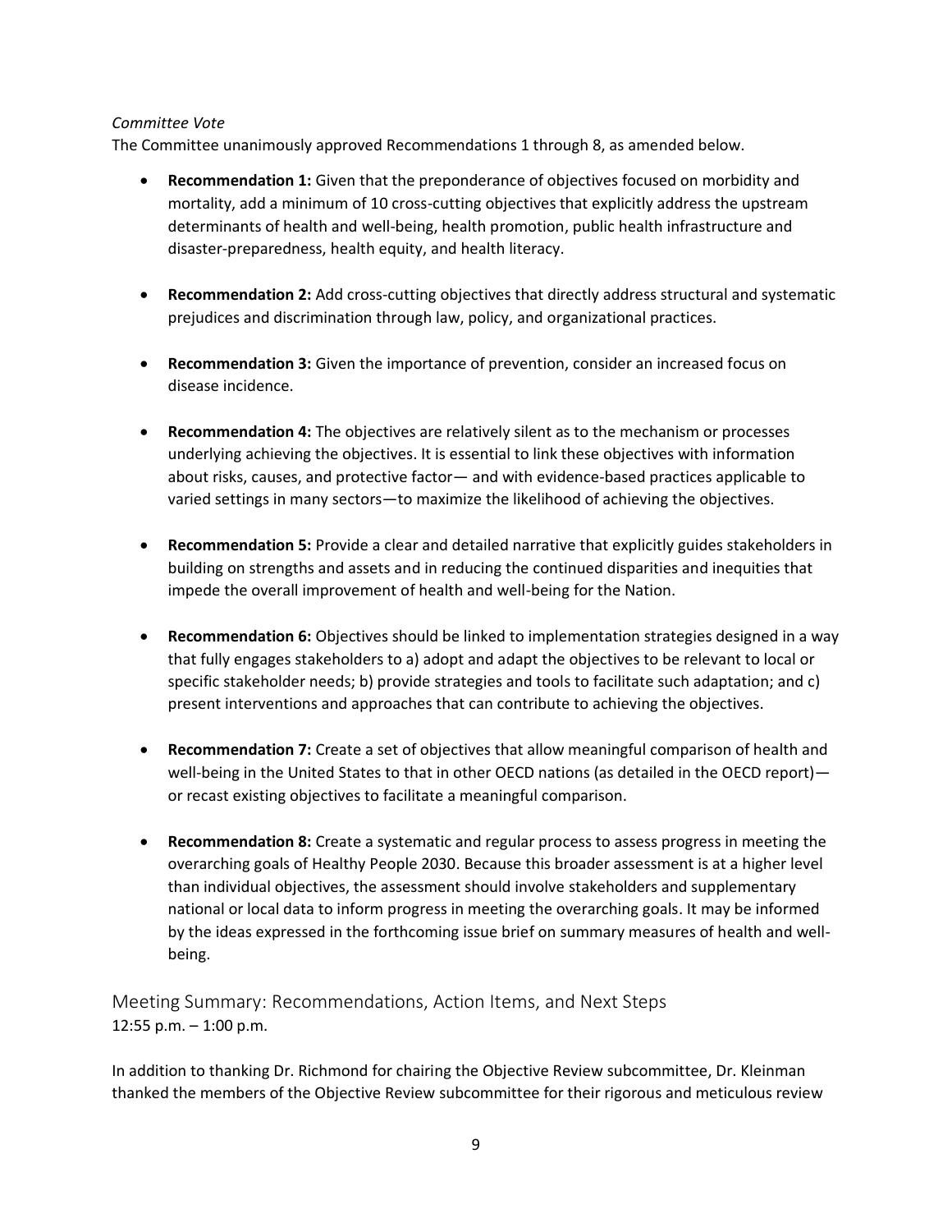*Committee Vote*

The Committee unanimously approved Recommendations 1 through 8, as amended below.

- **Recommendation 1:** Given that the preponderance of objectives focused on morbidity and mortality, add a minimum of 10 cross-cutting objectives that explicitly address the upstream determinants of health and well-being, health promotion, public health infrastructure and disaster-preparedness, health equity, and health literacy.

- **Recommendation 2:** Add cross-cutting objectives that directly address structural and systematic prejudices and discrimination through law, policy, and organizational practices.

- **Recommendation 3:** Given the importance of prevention, consider an increased focus on disease incidence.

- **Recommendation 4:** The objectives are relatively silent as to the mechanism or processes underlying achieving the objectives. It is essential to link these objectives with information about risks, causes, and protective factor— and with evidence-based practices applicable to varied settings in many sectors—to maximize the likelihood of achieving the objectives.

- **Recommendation 5:** Provide a clear and detailed narrative that explicitly guides stakeholders in building on strengths and assets and in reducing the continued disparities and inequities that impede the overall improvement of health and well-being for the Nation.

- **Recommendation 6:** Objectives should be linked to implementation strategies designed in a way that fully engages stakeholders to a) adopt and adapt the objectives to be relevant to local or specific stakeholder needs; b) provide strategies and tools to facilitate such adaptation; and c) present interventions and approaches that can contribute to achieving the objectives.

- **Recommendation 7:** Create a set of objectives that allow meaningful comparison of health and well-being in the United States to that in other OECD nations (as detailed in the OECD report)—or recast existing objectives to facilitate a meaningful comparison.

- **Recommendation 8:** Create a systematic and regular process to assess progress in meeting the overarching goals of Healthy People 2030. Because this broader assessment is at a higher level than individual objectives, the assessment should involve stakeholders and supplementary national or local data to inform progress in meeting the overarching goals. It may be informed by the ideas expressed in the forthcoming issue brief on summary measures of health and well-being.

## Meeting Summary: Recommendations, Action Items, and Next Steps

12:55 p.m. – 1:00 p.m.

In addition to thanking Dr. Richmond for chairing the Objective Review subcommittee, Dr. Kleinman thanked the members of the Objective Review subcommittee for their rigorous and meticulous review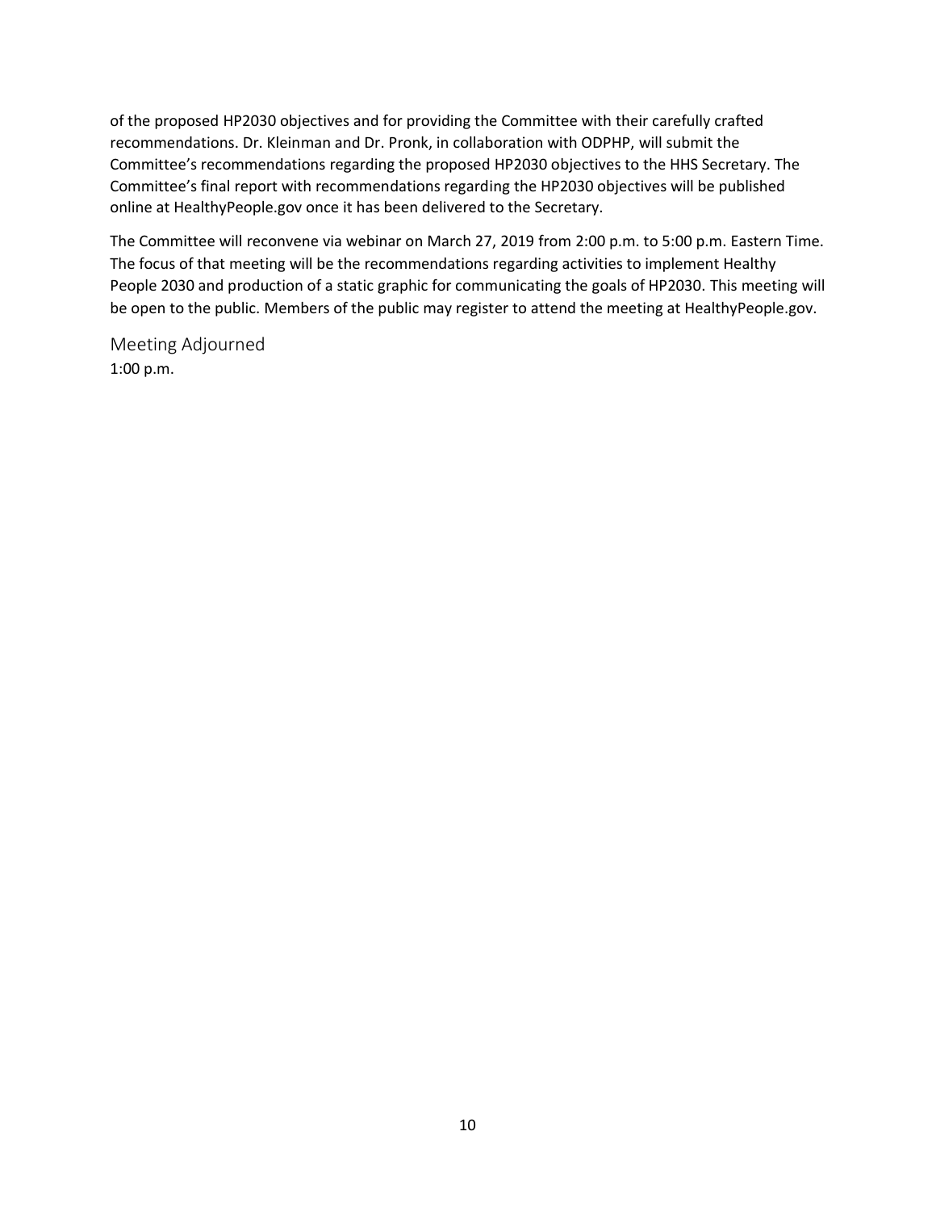of the proposed HP2030 objectives and for providing the Committee with their carefully crafted recommendations. Dr. Kleinman and Dr. Pronk, in collaboration with ODPHP, will submit the Committee's recommendations regarding the proposed HP2030 objectives to the HHS Secretary. The Committee's final report with recommendations regarding the HP2030 objectives will be published online at HealthyPeople.gov once it has been delivered to the Secretary.

The Committee will reconvene via webinar on March 27, 2019 from 2:00 p.m. to 5:00 p.m. Eastern Time. The focus of that meeting will be the recommendations regarding activities to implement Healthy People 2030 and production of a static graphic for communicating the goals of HP2030. This meeting will be open to the public. Members of the public may register to attend the meeting at HealthyPeople.gov.

## Meeting Adjourned

1:00 p.m.